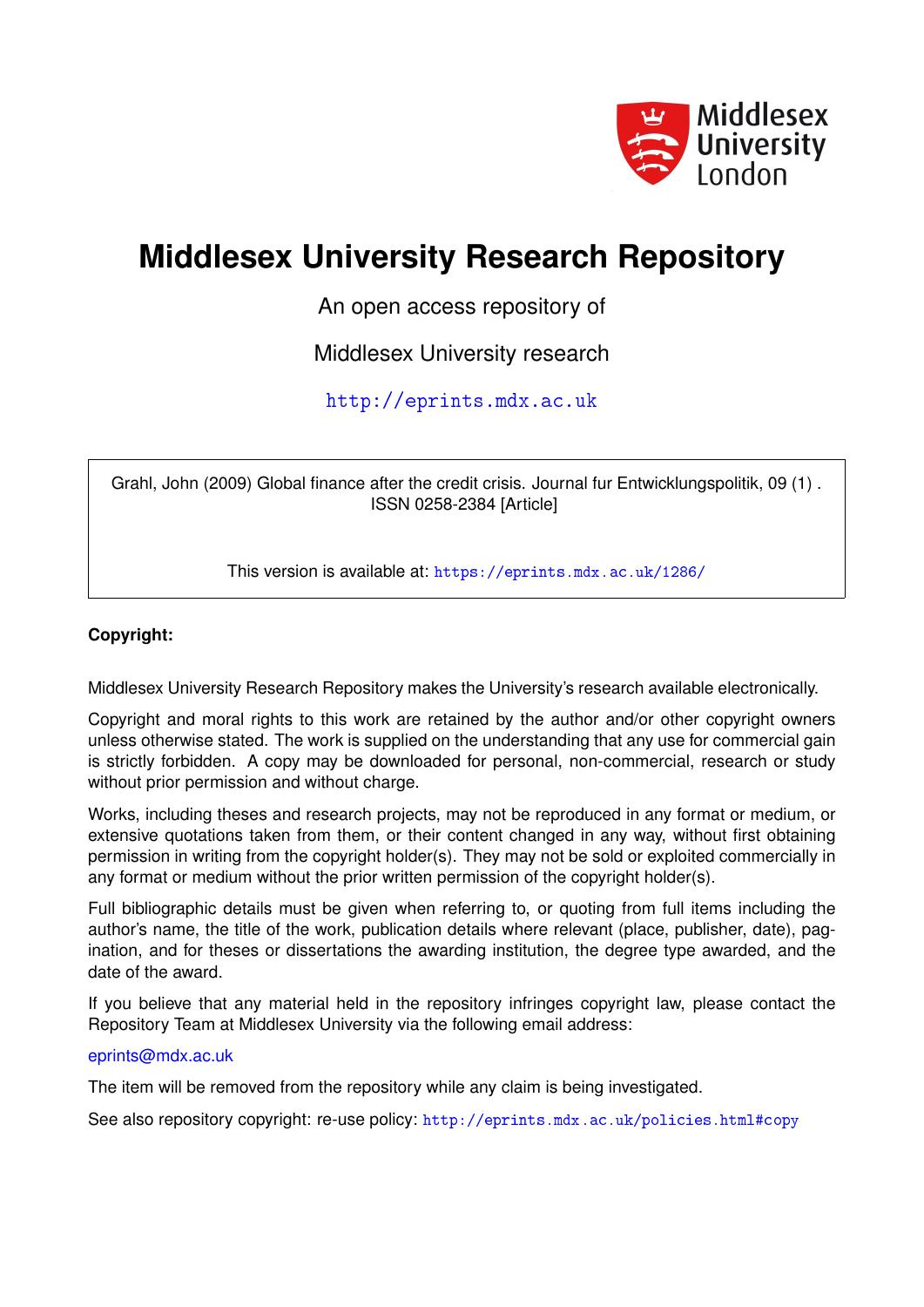Middlesex University London

# Middlesex University Research Repository

An open access repository of

Middlesex University research

http://eprints.mdx.ac.uk

Grahl, John (2009) Global finance after the credit crisis. Journal fur Entwicklungspolitik, 09 (1) . ISSN 0258-2384 [Article]

This version is available at: https://eprints.mdx.ac.uk/1286/

**Copyright:**

Middlesex University Research Repository makes the University's research available electronically.

Copyright and moral rights to this work are retained by the author and/or other copyright owners unless otherwise stated. The work is supplied on the understanding that any use for commercial gain is strictly forbidden. A copy may be downloaded for personal, non-commercial, research or study without prior permission and without charge.

Works, including theses and research projects, may not be reproduced in any format or medium, or extensive quotations taken from them, or their content changed in any way, without first obtaining permission in writing from the copyright holder(s). They may not be sold or exploited commercially in any format or medium without the prior written permission of the copyright holder(s).

Full bibliographic details must be given when referring to, or quoting from full items including the author's name, the title of the work, publication details where relevant (place, publisher, date), pagination, and for theses or dissertations the awarding institution, the degree type awarded, and the date of the award.

If you believe that any material held in the repository infringes copyright law, please contact the Repository Team at Middlesex University via the following email address:

eprints@mdx.ac.uk

The item will be removed from the repository while any claim is being investigated.

See also repository copyright: re-use policy: http://eprints.mdx.ac.uk/policies.html#copy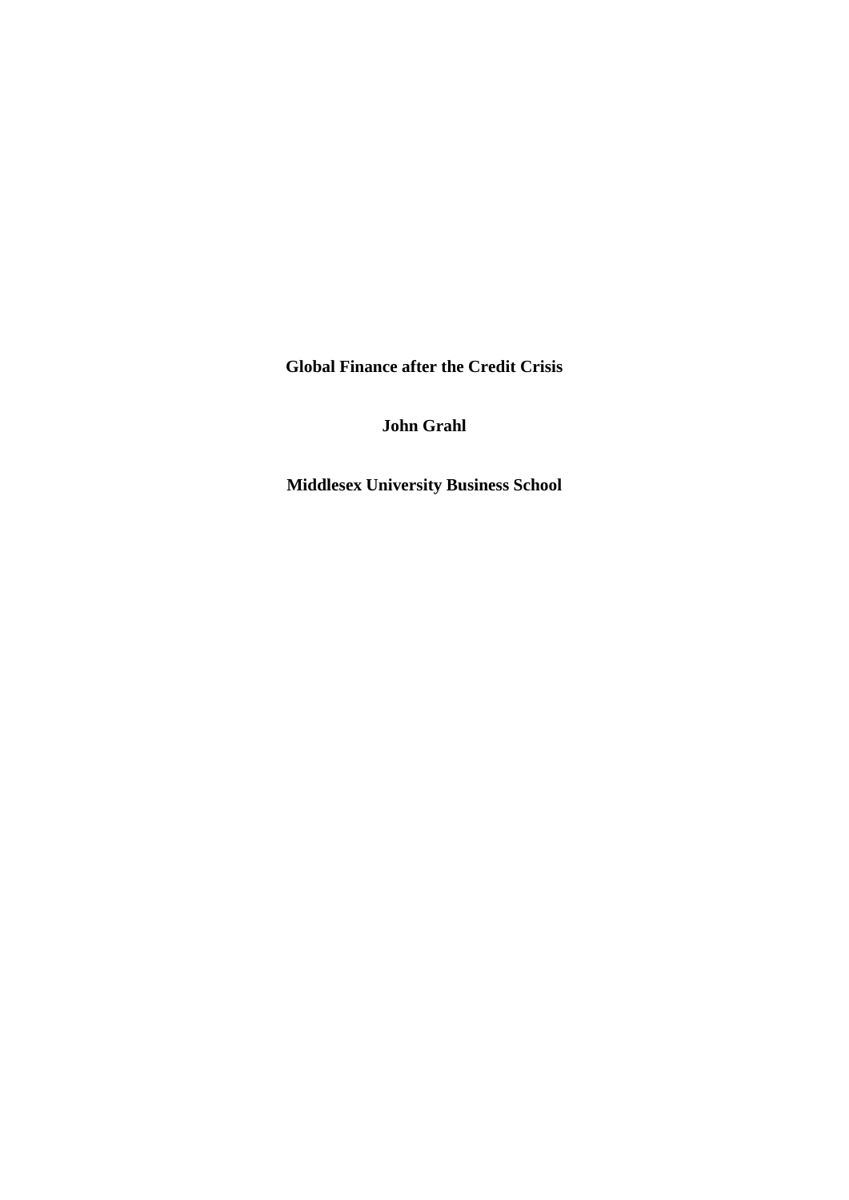# Global Finance after the Credit Crisis

**John Grahl**

**Middlesex University Business School**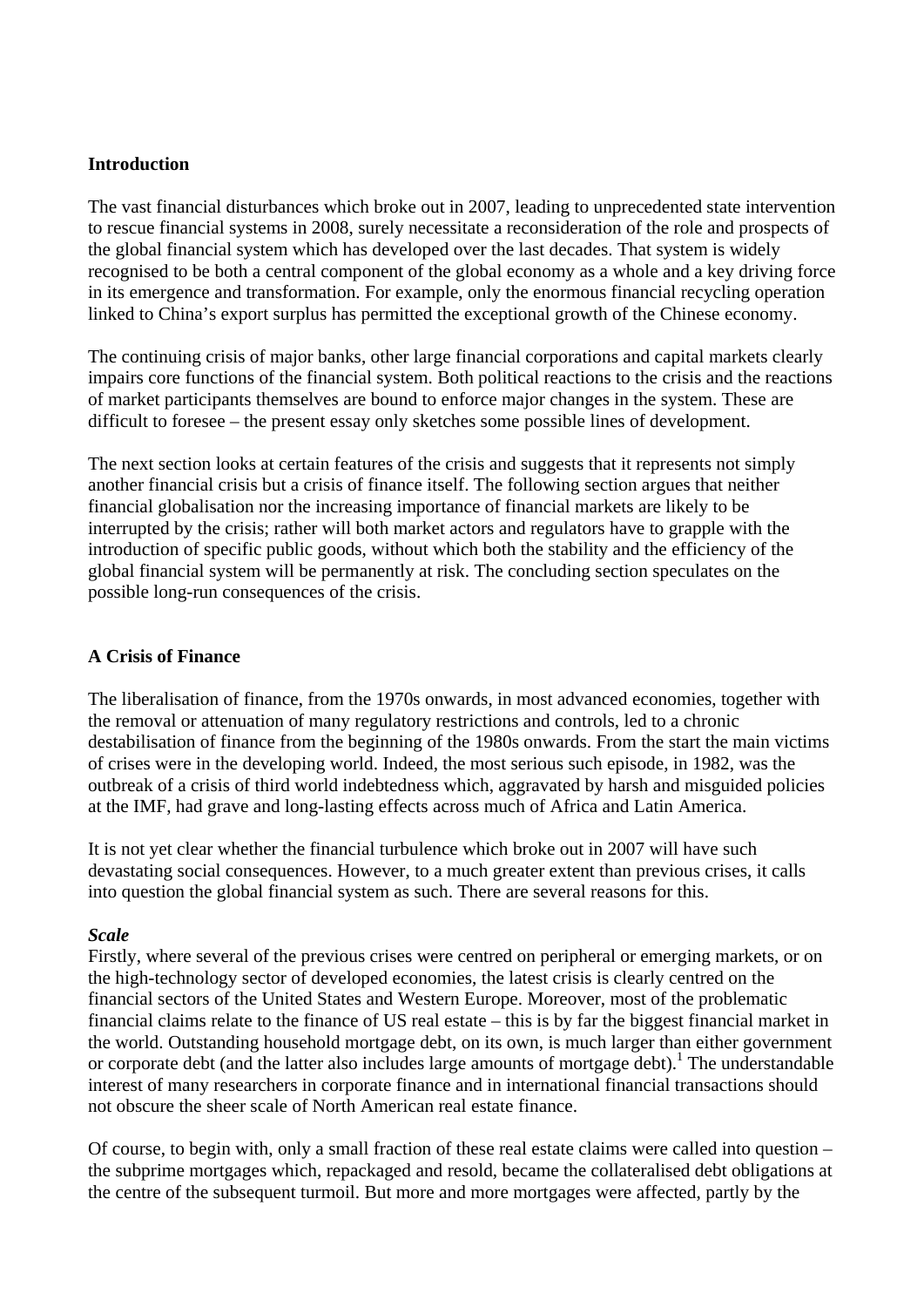## Introduction

The vast financial disturbances which broke out in 2007, leading to unprecedented state intervention to rescue financial systems in 2008, surely necessitate a reconsideration of the role and prospects of the global financial system which has developed over the last decades. That system is widely recognised to be both a central component of the global economy as a whole and a key driving force in its emergence and transformation. For example, only the enormous financial recycling operation linked to China's export surplus has permitted the exceptional growth of the Chinese economy.

The continuing crisis of major banks, other large financial corporations and capital markets clearly impairs core functions of the financial system. Both political reactions to the crisis and the reactions of market participants themselves are bound to enforce major changes in the system. These are difficult to foresee – the present essay only sketches some possible lines of development.

The next section looks at certain features of the crisis and suggests that it represents not simply another financial crisis but a crisis of finance itself. The following section argues that neither financial globalisation nor the increasing importance of financial markets are likely to be interrupted by the crisis; rather will both market actors and regulators have to grapple with the introduction of specific public goods, without which both the stability and the efficiency of the global financial system will be permanently at risk. The concluding section speculates on the possible long-run consequences of the crisis.

## A Crisis of Finance

The liberalisation of finance, from the 1970s onwards, in most advanced economies, together with the removal or attenuation of many regulatory restrictions and controls, led to a chronic destabilisation of finance from the beginning of the 1980s onwards. From the start the main victims of crises were in the developing world. Indeed, the most serious such episode, in 1982, was the outbreak of a crisis of third world indebtedness which, aggravated by harsh and misguided policies at the IMF, had grave and long-lasting effects across much of Africa and Latin America.

It is not yet clear whether the financial turbulence which broke out in 2007 will have such devastating social consequences. However, to a much greater extent than previous crises, it calls into question the global financial system as such. There are several reasons for this.

### *Scale*

Firstly, where several of the previous crises were centred on peripheral or emerging markets, or on the high-technology sector of developed economies, the latest crisis is clearly centred on the financial sectors of the United States and Western Europe. Moreover, most of the problematic financial claims relate to the finance of US real estate – this is by far the biggest financial market in the world. Outstanding household mortgage debt, on its own, is much larger than either government or corporate debt (and the latter also includes large amounts of mortgage debt).[1] The understandable interest of many researchers in corporate finance and in international financial transactions should not obscure the sheer scale of North American real estate finance.

Of course, to begin with, only a small fraction of these real estate claims were called into question – the subprime mortgages which, repackaged and resold, became the collateralised debt obligations at the centre of the subsequent turmoil. But more and more mortgages were affected, partly by the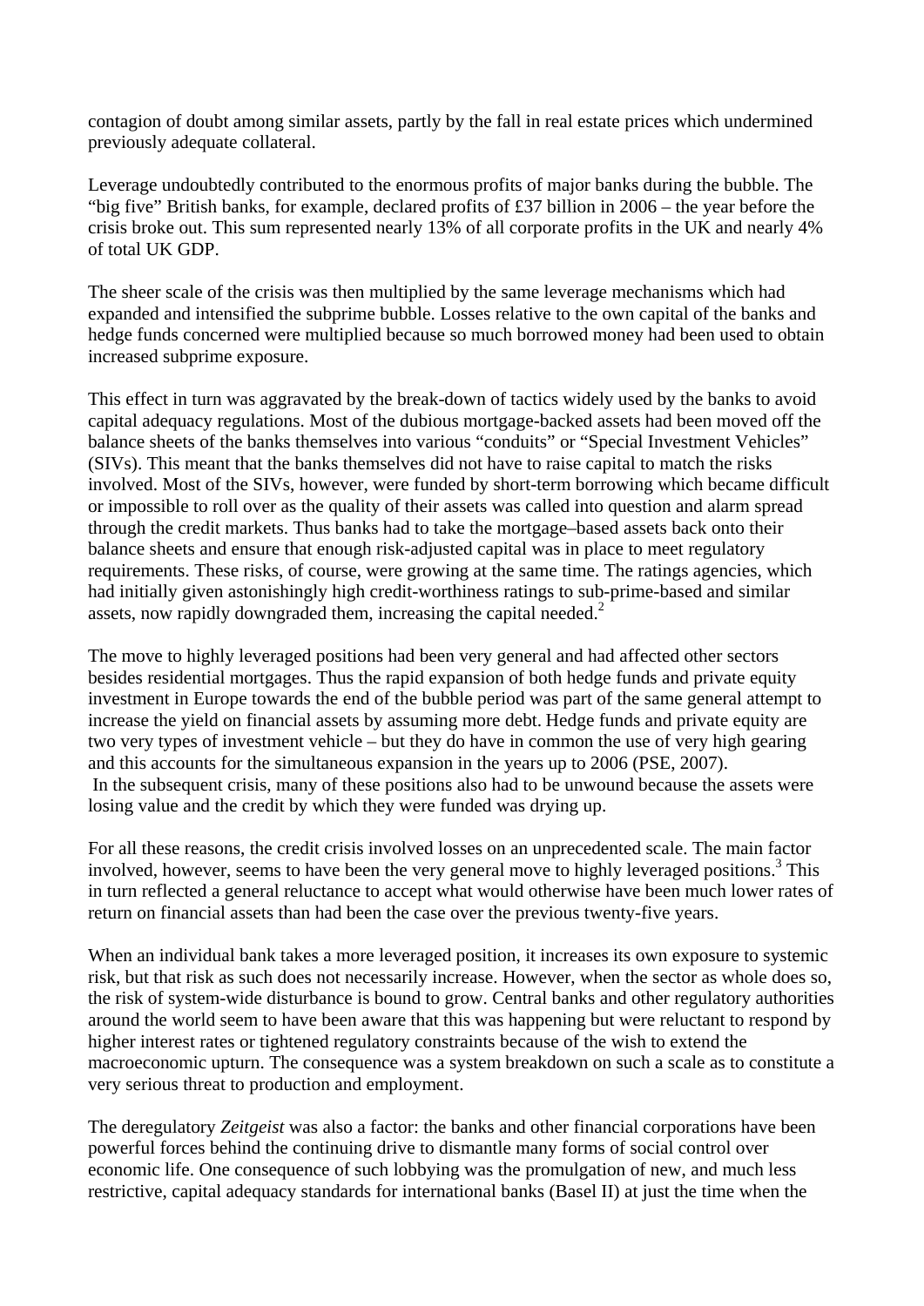contagion of doubt among similar assets, partly by the fall in real estate prices which undermined previously adequate collateral.

Leverage undoubtedly contributed to the enormous profits of major banks during the bubble. The "big five" British banks, for example, declared profits of £37 billion in 2006 – the year before the crisis broke out. This sum represented nearly 13% of all corporate profits in the UK and nearly 4% of total UK GDP.

The sheer scale of the crisis was then multiplied by the same leverage mechanisms which had expanded and intensified the subprime bubble. Losses relative to the own capital of the banks and hedge funds concerned were multiplied because so much borrowed money had been used to obtain increased subprime exposure.

This effect in turn was aggravated by the break-down of tactics widely used by the banks to avoid capital adequacy regulations. Most of the dubious mortgage-backed assets had been moved off the balance sheets of the banks themselves into various "conduits" or "Special Investment Vehicles" (SIVs). This meant that the banks themselves did not have to raise capital to match the risks involved. Most of the SIVs, however, were funded by short-term borrowing which became difficult or impossible to roll over as the quality of their assets was called into question and alarm spread through the credit markets. Thus banks had to take the mortgage–based assets back onto their balance sheets and ensure that enough risk-adjusted capital was in place to meet regulatory requirements. These risks, of course, were growing at the same time. The ratings agencies, which had initially given astonishingly high credit-worthiness ratings to sub-prime-based and similar assets, now rapidly downgraded them, increasing the capital needed.[2]

The move to highly leveraged positions had been very general and had affected other sectors besides residential mortgages. Thus the rapid expansion of both hedge funds and private equity investment in Europe towards the end of the bubble period was part of the same general attempt to increase the yield on financial assets by assuming more debt. Hedge funds and private equity are two very types of investment vehicle – but they do have in common the use of very high gearing and this accounts for the simultaneous expansion in the years up to 2006 (PSE, 2007).
In the subsequent crisis, many of these positions also had to be unwound because the assets were losing value and the credit by which they were funded was drying up.

For all these reasons, the credit crisis involved losses on an unprecedented scale. The main factor involved, however, seems to have been the very general move to highly leveraged positions.[3] This in turn reflected a general reluctance to accept what would otherwise have been much lower rates of return on financial assets than had been the case over the previous twenty-five years.

When an individual bank takes a more leveraged position, it increases its own exposure to systemic risk, but that risk as such does not necessarily increase. However, when the sector as whole does so, the risk of system-wide disturbance is bound to grow. Central banks and other regulatory authorities around the world seem to have been aware that this was happening but were reluctant to respond by higher interest rates or tightened regulatory constraints because of the wish to extend the macroeconomic upturn. The consequence was a system breakdown on such a scale as to constitute a very serious threat to production and employment.

The deregulatory *Zeitgeist* was also a factor: the banks and other financial corporations have been powerful forces behind the continuing drive to dismantle many forms of social control over economic life. One consequence of such lobbying was the promulgation of new, and much less restrictive, capital adequacy standards for international banks (Basel II) at just the time when the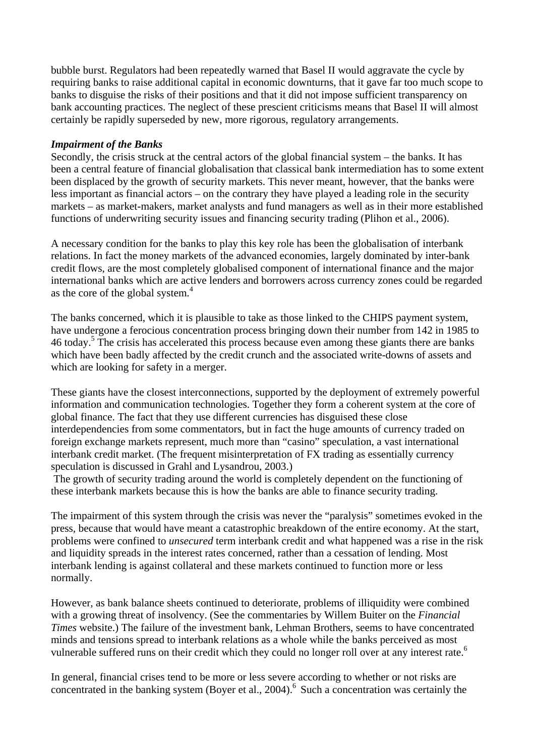bubble burst. Regulators had been repeatedly warned that Basel II would aggravate the cycle by requiring banks to raise additional capital in economic downturns, that it gave far too much scope to banks to disguise the risks of their positions and that it did not impose sufficient transparency on bank accounting practices. The neglect of these prescient criticisms means that Basel II will almost certainly be rapidly superseded by new, more rigorous, regulatory arrangements.

***Impairment of the Banks***

Secondly, the crisis struck at the central actors of the global financial system – the banks. It has been a central feature of financial globalisation that classical bank intermediation has to some extent been displaced by the growth of security markets. This never meant, however, that the banks were less important as financial actors – on the contrary they have played a leading role in the security markets – as market-makers, market analysts and fund managers as well as in their more established functions of underwriting security issues and financing security trading (Plihon et al., 2006).

A necessary condition for the banks to play this key role has been the globalisation of interbank relations. In fact the money markets of the advanced economies, largely dominated by inter-bank credit flows, are the most completely globalised component of international finance and the major international banks which are active lenders and borrowers across currency zones could be regarded as the core of the global system.[4]

The banks concerned, which it is plausible to take as those linked to the CHIPS payment system, have undergone a ferocious concentration process bringing down their number from 142 in 1985 to 46 today.[5] The crisis has accelerated this process because even among these giants there are banks which have been badly affected by the credit crunch and the associated write-downs of assets and which are looking for safety in a merger.

These giants have the closest interconnections, supported by the deployment of extremely powerful information and communication technologies. Together they form a coherent system at the core of global finance. The fact that they use different currencies has disguised these close interdependencies from some commentators, but in fact the huge amounts of currency traded on foreign exchange markets represent, much more than "casino" speculation, a vast international interbank credit market. (The frequent misinterpretation of FX trading as essentially currency speculation is discussed in Grahl and Lysandrou, 2003.)

The growth of security trading around the world is completely dependent on the functioning of these interbank markets because this is how the banks are able to finance security trading.

The impairment of this system through the crisis was never the "paralysis" sometimes evoked in the press, because that would have meant a catastrophic breakdown of the entire economy. At the start, problems were confined to *unsecured* term interbank credit and what happened was a rise in the risk and liquidity spreads in the interest rates concerned, rather than a cessation of lending. Most interbank lending is against collateral and these markets continued to function more or less normally.

However, as bank balance sheets continued to deteriorate, problems of illiquidity were combined with a growing threat of insolvency. (See the commentaries by Willem Buiter on the *Financial Times* website.) The failure of the investment bank, Lehman Brothers, seems to have concentrated minds and tensions spread to interbank relations as a whole while the banks perceived as most vulnerable suffered runs on their credit which they could no longer roll over at any interest rate.[6]

In general, financial crises tend to be more or less severe according to whether or not risks are concentrated in the banking system (Boyer et al., 2004).[6] Such a concentration was certainly the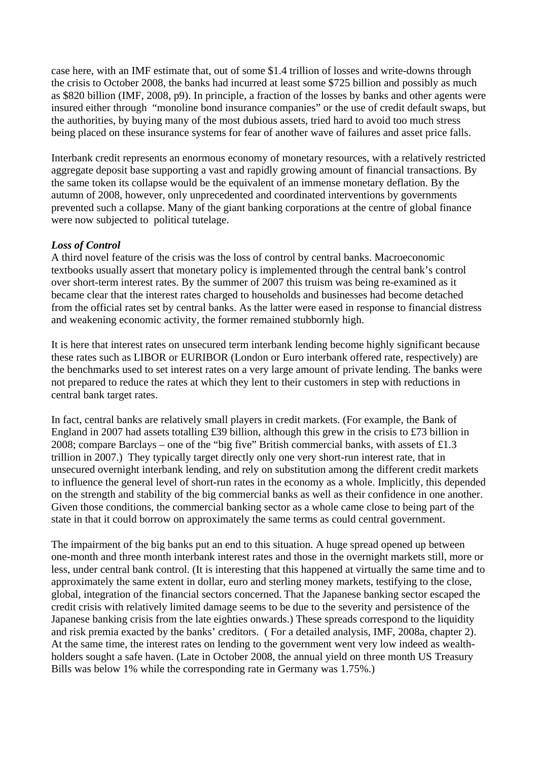case here, with an IMF estimate that, out of some $1.4 trillion of losses and write-downs through the crisis to October 2008, the banks had incurred at least some $725 billion and possibly as much as $820 billion (IMF, 2008, p9). In principle, a fraction of the losses by banks and other agents were insured either through "monoline bond insurance companies" or the use of credit default swaps, but the authorities, by buying many of the most dubious assets, tried hard to avoid too much stress being placed on these insurance systems for fear of another wave of failures and asset price falls.

Interbank credit represents an enormous economy of monetary resources, with a relatively restricted aggregate deposit base supporting a vast and rapidly growing amount of financial transactions. By the same token its collapse would be the equivalent of an immense monetary deflation. By the autumn of 2008, however, only unprecedented and coordinated interventions by governments prevented such a collapse. Many of the giant banking corporations at the centre of global finance were now subjected to political tutelage.

***Loss of Control***

A third novel feature of the crisis was the loss of control by central banks. Macroeconomic textbooks usually assert that monetary policy is implemented through the central bank's control over short-term interest rates. By the summer of 2007 this truism was being re-examined as it became clear that the interest rates charged to households and businesses had become detached from the official rates set by central banks. As the latter were eased in response to financial distress and weakening economic activity, the former remained stubbornly high.

It is here that interest rates on unsecured term interbank lending become highly significant because these rates such as LIBOR or EURIBOR (London or Euro interbank offered rate, respectively) are the benchmarks used to set interest rates on a very large amount of private lending. The banks were not prepared to reduce the rates at which they lent to their customers in step with reductions in central bank target rates.

In fact, central banks are relatively small players in credit markets. (For example, the Bank of England in 2007 had assets totalling £39 billion, although this grew in the crisis to £73 billion in 2008; compare Barclays – one of the "big five" British commercial banks, with assets of £1.3 trillion in 2007.) They typically target directly only one very short-run interest rate, that in unsecured overnight interbank lending, and rely on substitution among the different credit markets to influence the general level of short-run rates in the economy as a whole. Implicitly, this depended on the strength and stability of the big commercial banks as well as their confidence in one another. Given those conditions, the commercial banking sector as a whole came close to being part of the state in that it could borrow on approximately the same terms as could central government.

The impairment of the big banks put an end to this situation. A huge spread opened up between one-month and three month interbank interest rates and those in the overnight markets still, more or less, under central bank control. (It is interesting that this happened at virtually the same time and to approximately the same extent in dollar, euro and sterling money markets, testifying to the close, global, integration of the financial sectors concerned. That the Japanese banking sector escaped the credit crisis with relatively limited damage seems to be due to the severity and persistence of the Japanese banking crisis from the late eighties onwards.) These spreads correspond to the liquidity and risk premia exacted by the banks' creditors. ( For a detailed analysis, IMF, 2008a, chapter 2). At the same time, the interest rates on lending to the government went very low indeed as wealth-holders sought a safe haven. (Late in October 2008, the annual yield on three month US Treasury Bills was below 1% while the corresponding rate in Germany was 1.75%.)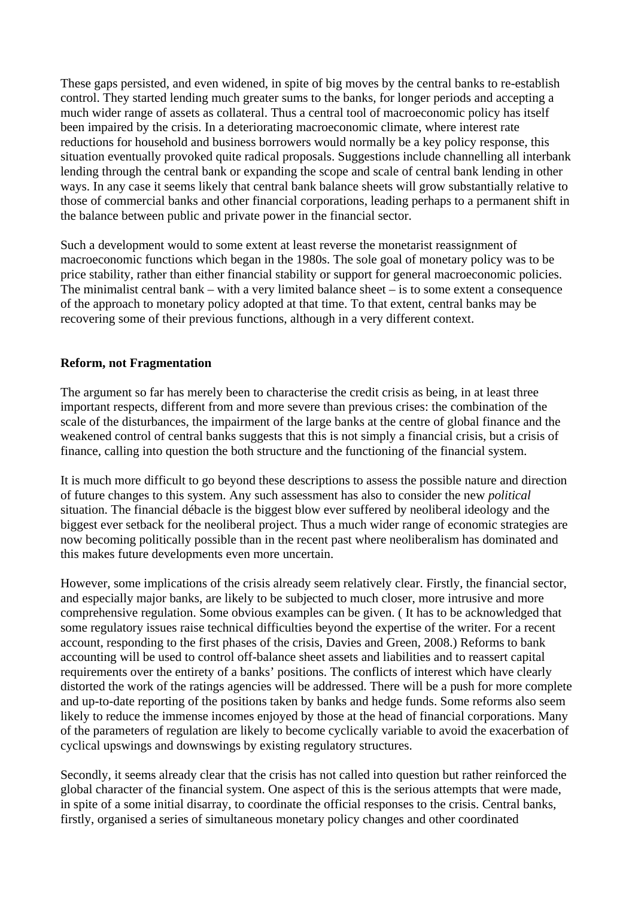These gaps persisted, and even widened, in spite of big moves by the central banks to re-establish control. They started lending much greater sums to the banks, for longer periods and accepting a much wider range of assets as collateral. Thus a central tool of macroeconomic policy has itself been impaired by the crisis. In a deteriorating macroeconomic climate, where interest rate reductions for household and business borrowers would normally be a key policy response, this situation eventually provoked quite radical proposals. Suggestions include channelling all interbank lending through the central bank or expanding the scope and scale of central bank lending in other ways. In any case it seems likely that central bank balance sheets will grow substantially relative to those of commercial banks and other financial corporations, leading perhaps to a permanent shift in the balance between public and private power in the financial sector.

Such a development would to some extent at least reverse the monetarist reassignment of macroeconomic functions which began in the 1980s. The sole goal of monetary policy was to be price stability, rather than either financial stability or support for general macroeconomic policies. The minimalist central bank – with a very limited balance sheet – is to some extent a consequence of the approach to monetary policy adopted at that time. To that extent, central banks may be recovering some of their previous functions, although in a very different context.

**Reform, not Fragmentation**

The argument so far has merely been to characterise the credit crisis as being, in at least three important respects, different from and more severe than previous crises: the combination of the scale of the disturbances, the impairment of the large banks at the centre of global finance and the weakened control of central banks suggests that this is not simply a financial crisis, but a crisis of finance, calling into question the both structure and the functioning of the financial system.

It is much more difficult to go beyond these descriptions to assess the possible nature and direction of future changes to this system. Any such assessment has also to consider the new *political* situation. The financial débacle is the biggest blow ever suffered by neoliberal ideology and the biggest ever setback for the neoliberal project. Thus a much wider range of economic strategies are now becoming politically possible than in the recent past where neoliberalism has dominated and this makes future developments even more uncertain.

However, some implications of the crisis already seem relatively clear. Firstly, the financial sector, and especially major banks, are likely to be subjected to much closer, more intrusive and more comprehensive regulation. Some obvious examples can be given. ( It has to be acknowledged that some regulatory issues raise technical difficulties beyond the expertise of the writer. For a recent account, responding to the first phases of the crisis, Davies and Green, 2008.) Reforms to bank accounting will be used to control off-balance sheet assets and liabilities and to reassert capital requirements over the entirety of a banks' positions. The conflicts of interest which have clearly distorted the work of the ratings agencies will be addressed. There will be a push for more complete and up-to-date reporting of the positions taken by banks and hedge funds. Some reforms also seem likely to reduce the immense incomes enjoyed by those at the head of financial corporations. Many of the parameters of regulation are likely to become cyclically variable to avoid the exacerbation of cyclical upswings and downswings by existing regulatory structures.

Secondly, it seems already clear that the crisis has not called into question but rather reinforced the global character of the financial system. One aspect of this is the serious attempts that were made, in spite of a some initial disarray, to coordinate the official responses to the crisis. Central banks, firstly, organised a series of simultaneous monetary policy changes and other coordinated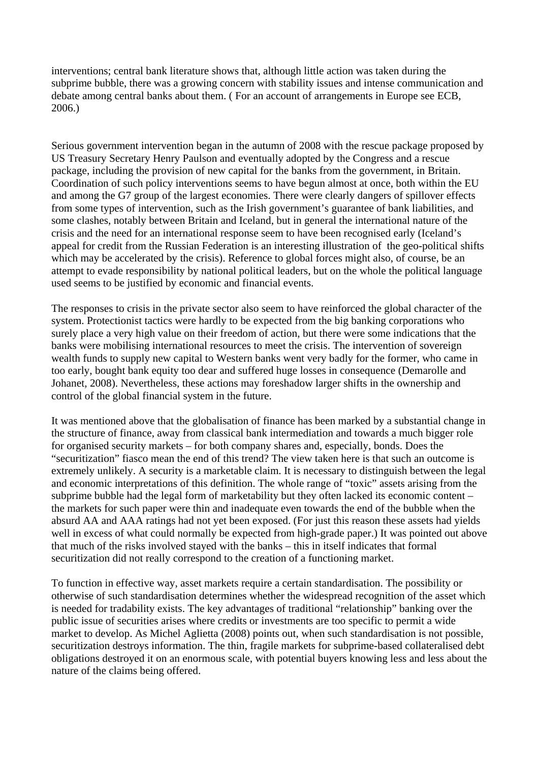interventions; central bank literature shows that, although little action was taken during the subprime bubble, there was a growing concern with stability issues and intense communication and debate among central banks about them. ( For an account of arrangements in Europe see ECB, 2006.)

Serious government intervention began in the autumn of 2008 with the rescue package proposed by US Treasury Secretary Henry Paulson and eventually adopted by the Congress and a rescue package, including the provision of new capital for the banks from the government, in Britain. Coordination of such policy interventions seems to have begun almost at once, both within the EU and among the G7 group of the largest economies. There were clearly dangers of spillover effects from some types of intervention, such as the Irish government's guarantee of bank liabilities, and some clashes, notably between Britain and Iceland, but in general the international nature of the crisis and the need for an international response seem to have been recognised early (Iceland's appeal for credit from the Russian Federation is an interesting illustration of the geo-political shifts which may be accelerated by the crisis). Reference to global forces might also, of course, be an attempt to evade responsibility by national political leaders, but on the whole the political language used seems to be justified by economic and financial events.

The responses to crisis in the private sector also seem to have reinforced the global character of the system. Protectionist tactics were hardly to be expected from the big banking corporations who surely place a very high value on their freedom of action, but there were some indications that the banks were mobilising international resources to meet the crisis. The intervention of sovereign wealth funds to supply new capital to Western banks went very badly for the former, who came in too early, bought bank equity too dear and suffered huge losses in consequence (Demarolle and Johanet, 2008). Nevertheless, these actions may foreshadow larger shifts in the ownership and control of the global financial system in the future.

It was mentioned above that the globalisation of finance has been marked by a substantial change in the structure of finance, away from classical bank intermediation and towards a much bigger role for organised security markets – for both company shares and, especially, bonds. Does the "securitization" fiasco mean the end of this trend? The view taken here is that such an outcome is extremely unlikely. A security is a marketable claim. It is necessary to distinguish between the legal and economic interpretations of this definition. The whole range of "toxic" assets arising from the subprime bubble had the legal form of marketability but they often lacked its economic content – the markets for such paper were thin and inadequate even towards the end of the bubble when the absurd AA and AAA ratings had not yet been exposed. (For just this reason these assets had yields well in excess of what could normally be expected from high-grade paper.) It was pointed out above that much of the risks involved stayed with the banks – this in itself indicates that formal securitization did not really correspond to the creation of a functioning market.

To function in effective way, asset markets require a certain standardisation. The possibility or otherwise of such standardisation determines whether the widespread recognition of the asset which is needed for tradability exists. The key advantages of traditional "relationship" banking over the public issue of securities arises where credits or investments are too specific to permit a wide market to develop. As Michel Aglietta (2008) points out, when such standardisation is not possible, securitization destroys information. The thin, fragile markets for subprime-based collateralised debt obligations destroyed it on an enormous scale, with potential buyers knowing less and less about the nature of the claims being offered.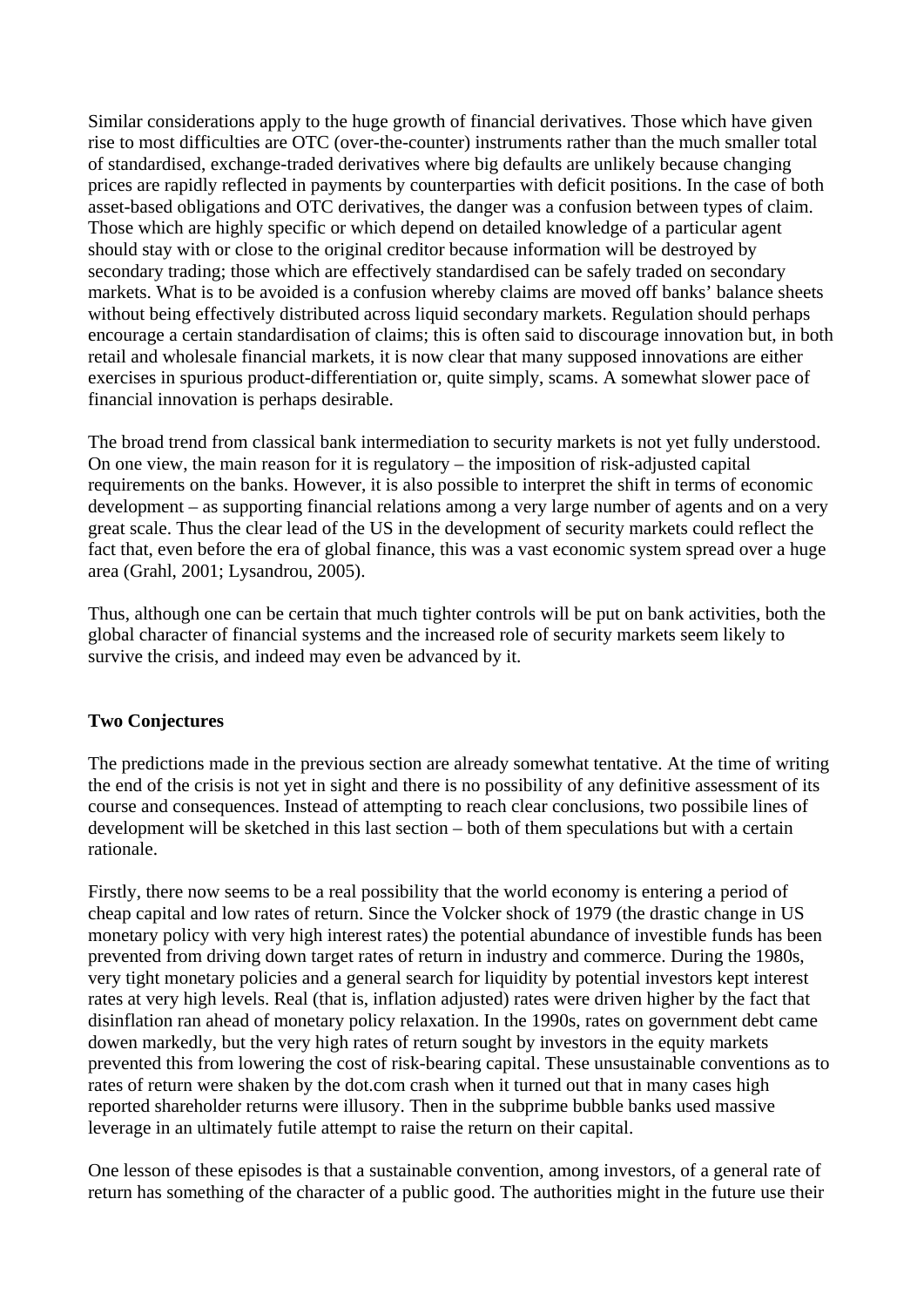Similar considerations apply to the huge growth of financial derivatives. Those which have given rise to most difficulties are OTC (over-the-counter) instruments rather than the much smaller total of standardised, exchange-traded derivatives where big defaults are unlikely because changing prices are rapidly reflected in payments by counterparties with deficit positions. In the case of both asset-based obligations and OTC derivatives, the danger was a confusion between types of claim. Those which are highly specific or which depend on detailed knowledge of a particular agent should stay with or close to the original creditor because information will be destroyed by secondary trading; those which are effectively standardised can be safely traded on secondary markets. What is to be avoided is a confusion whereby claims are moved off banks' balance sheets without being effectively distributed across liquid secondary markets. Regulation should perhaps encourage a certain standardisation of claims; this is often said to discourage innovation but, in both retail and wholesale financial markets, it is now clear that many supposed innovations are either exercises in spurious product-differentiation or, quite simply, scams. A somewhat slower pace of financial innovation is perhaps desirable.

The broad trend from classical bank intermediation to security markets is not yet fully understood. On one view, the main reason for it is regulatory – the imposition of risk-adjusted capital requirements on the banks. However, it is also possible to interpret the shift in terms of economic development – as supporting financial relations among a very large number of agents and on a very great scale. Thus the clear lead of the US in the development of security markets could reflect the fact that, even before the era of global finance, this was a vast economic system spread over a huge area (Grahl, 2001; Lysandrou, 2005).

Thus, although one can be certain that much tighter controls will be put on bank activities, both the global character of financial systems and the increased role of security markets seem likely to survive the crisis, and indeed may even be advanced by it.

## Two Conjectures

The predictions made in the previous section are already somewhat tentative. At the time of writing the end of the crisis is not yet in sight and there is no possibility of any definitive assessment of its course and consequences. Instead of attempting to reach clear conclusions, two possibile lines of development will be sketched in this last section – both of them speculations but with a certain rationale.

Firstly, there now seems to be a real possibility that the world economy is entering a period of cheap capital and low rates of return. Since the Volcker shock of 1979 (the drastic change in US monetary policy with very high interest rates) the potential abundance of investible funds has been prevented from driving down target rates of return in industry and commerce. During the 1980s, very tight monetary policies and a general search for liquidity by potential investors kept interest rates at very high levels. Real (that is, inflation adjusted) rates were driven higher by the fact that disinflation ran ahead of monetary policy relaxation. In the 1990s, rates on government debt came dowen markedly, but the very high rates of return sought by investors in the equity markets prevented this from lowering the cost of risk-bearing capital. These unsustainable conventions as to rates of return were shaken by the dot.com crash when it turned out that in many cases high reported shareholder returns were illusory. Then in the subprime bubble banks used massive leverage in an ultimately futile attempt to raise the return on their capital.

One lesson of these episodes is that a sustainable convention, among investors, of a general rate of return has something of the character of a public good. The authorities might in the future use their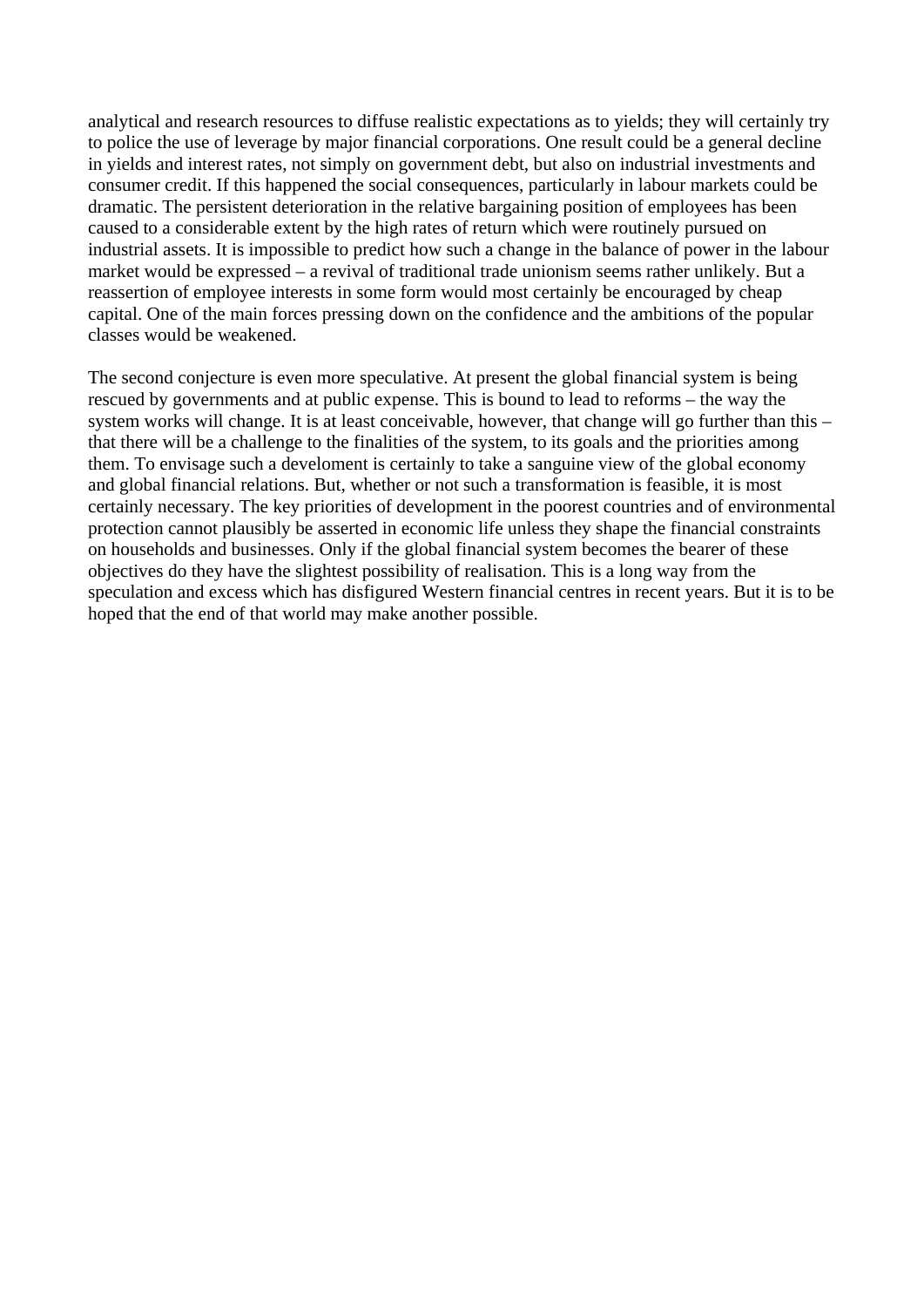analytical and research resources to diffuse realistic expectations as to yields; they will certainly try to police the use of leverage by major financial corporations. One result could be a general decline in yields and interest rates, not simply on government debt, but also on industrial investments and consumer credit. If this happened the social consequences, particularly in labour markets could be dramatic. The persistent deterioration in the relative bargaining position of employees has been caused to a considerable extent by the high rates of return which were routinely pursued on industrial assets. It is impossible to predict how such a change in the balance of power in the labour market would be expressed – a revival of traditional trade unionism seems rather unlikely. But a reassertion of employee interests in some form would most certainly be encouraged by cheap capital. One of the main forces pressing down on the confidence and the ambitions of the popular classes would be weakened.

The second conjecture is even more speculative. At present the global financial system is being rescued by governments and at public expense. This is bound to lead to reforms – the way the system works will change. It is at least conceivable, however, that change will go further than this – that there will be a challenge to the finalities of the system, to its goals and the priorities among them. To envisage such a develoment is certainly to take a sanguine view of the global economy and global financial relations. But, whether or not such a transformation is feasible, it is most certainly necessary. The key priorities of development in the poorest countries and of environmental protection cannot plausibly be asserted in economic life unless they shape the financial constraints on households and businesses. Only if the global financial system becomes the bearer of these objectives do they have the slightest possibility of realisation. This is a long way from the speculation and excess which has disfigured Western financial centres in recent years. But it is to be hoped that the end of that world may make another possible.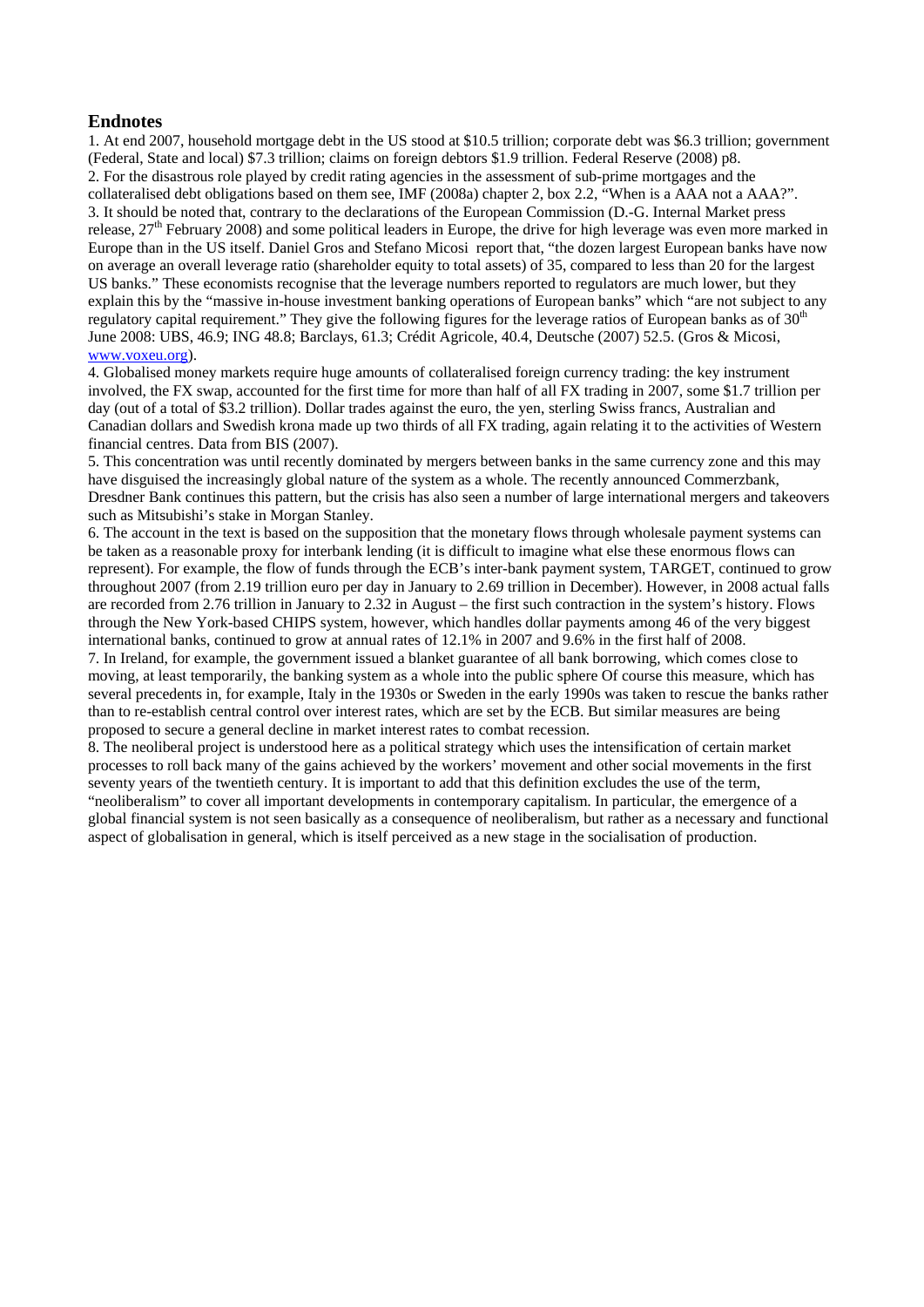## Endnotes

1. At end 2007, household mortgage debt in the US stood at \$10.5 trillion; corporate debt was \$6.3 trillion; government (Federal, State and local) \$7.3 trillion; claims on foreign debtors \$1.9 trillion. Federal Reserve (2008) p8.

2. For the disastrous role played by credit rating agencies in the assessment of sub-prime mortgages and the collateralised debt obligations based on them see, IMF (2008a) chapter 2, box 2.2, "When is a AAA not a AAA?".

3. It should be noted that, contrary to the declarations of the European Commission (D.-G. Internal Market press release, 27th February 2008) and some political leaders in Europe, the drive for high leverage was even more marked in Europe than in the US itself. Daniel Gros and Stefano Micosi report that, "the dozen largest European banks have now on average an overall leverage ratio (shareholder equity to total assets) of 35, compared to less than 20 for the largest US banks." These economists recognise that the leverage numbers reported to regulators are much lower, but they explain this by the "massive in-house investment banking operations of European banks" which "are not subject to any regulatory capital requirement." They give the following figures for the leverage ratios of European banks as of 30th June 2008: UBS, 46.9; ING 48.8; Barclays, 61.3; Crédit Agricole, 40.4, Deutsche (2007) 52.5. (Gros & Micosi, www.voxeu.org).

4. Globalised money markets require huge amounts of collateralised foreign currency trading: the key instrument involved, the FX swap, accounted for the first time for more than half of all FX trading in 2007, some \$1.7 trillion per day (out of a total of \$3.2 trillion). Dollar trades against the euro, the yen, sterling Swiss francs, Australian and Canadian dollars and Swedish krona made up two thirds of all FX trading, again relating it to the activities of Western financial centres. Data from BIS (2007).

5. This concentration was until recently dominated by mergers between banks in the same currency zone and this may have disguised the increasingly global nature of the system as a whole. The recently announced Commerzbank, Dresdner Bank continues this pattern, but the crisis has also seen a number of large international mergers and takeovers such as Mitsubishi's stake in Morgan Stanley.

6. The account in the text is based on the supposition that the monetary flows through wholesale payment systems can be taken as a reasonable proxy for interbank lending (it is difficult to imagine what else these enormous flows can represent). For example, the flow of funds through the ECB's inter-bank payment system, TARGET, continued to grow throughout 2007 (from 2.19 trillion euro per day in January to 2.69 trillion in December). However, in 2008 actual falls are recorded from 2.76 trillion in January to 2.32 in August – the first such contraction in the system's history. Flows through the New York-based CHIPS system, however, which handles dollar payments among 46 of the very biggest international banks, continued to grow at annual rates of 12.1% in 2007 and 9.6% in the first half of 2008.

7. In Ireland, for example, the government issued a blanket guarantee of all bank borrowing, which comes close to moving, at least temporarily, the banking system as a whole into the public sphere Of course this measure, which has several precedents in, for example, Italy in the 1930s or Sweden in the early 1990s was taken to rescue the banks rather than to re-establish central control over interest rates, which are set by the ECB. But similar measures are being proposed to secure a general decline in market interest rates to combat recession.

8. The neoliberal project is understood here as a political strategy which uses the intensification of certain market processes to roll back many of the gains achieved by the workers' movement and other social movements in the first seventy years of the twentieth century. It is important to add that this definition excludes the use of the term, "neoliberalism" to cover all important developments in contemporary capitalism. In particular, the emergence of a global financial system is not seen basically as a consequence of neoliberalism, but rather as a necessary and functional aspect of globalisation in general, which is itself perceived as a new stage in the socialisation of production.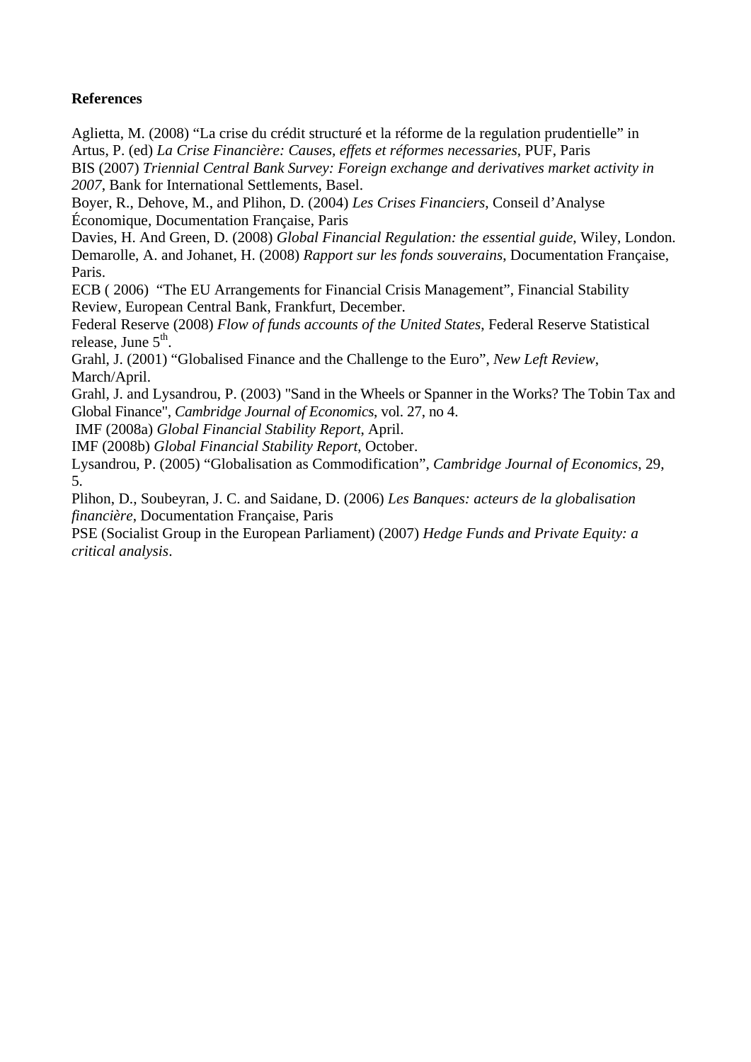**References**

Aglietta, M. (2008) “La crise du crédit structuré et la réforme de la regulation prudentielle” in Artus, P. (ed) *La Crise Financière: Causes, effets et réformes necessaries*, PUF, Paris

BIS (2007) *Triennial Central Bank Survey: Foreign exchange and derivatives market activity in 2007*, Bank for International Settlements, Basel.

Boyer, R., Dehove, M., and Plihon, D. (2004) *Les Crises Financiers*, Conseil d’Analyse Économique, Documentation Française, Paris

Davies, H. And Green, D. (2008) *Global Financial Regulation: the essential guide*, Wiley, London.

Demarolle, A. and Johanet, H. (2008) *Rapport sur les fonds souverains*, Documentation Française, Paris.

ECB ( 2006) “The EU Arrangements for Financial Crisis Management”, Financial Stability Review, European Central Bank, Frankfurt, December.

Federal Reserve (2008) *Flow of funds accounts of the United States*, Federal Reserve Statistical release, June 5th.

Grahl, J. (2001) “Globalised Finance and the Challenge to the Euro”, *New Left Review*, March/April.

Grahl, J. and Lysandrou, P. (2003) "Sand in the Wheels or Spanner in the Works? The Tobin Tax and Global Finance", *Cambridge Journal of Economics*, vol. 27, no 4.

IMF (2008a) *Global Financial Stability Report*, April.

IMF (2008b) *Global Financial Stability Report*, October.

Lysandrou, P. (2005) “Globalisation as Commodification”, *Cambridge Journal of Economics*, 29, 5.

Plihon, D., Soubeyran, J. C. and Saidane, D. (2006) *Les Banques: acteurs de la globalisation financière*, Documentation Française, Paris

PSE (Socialist Group in the European Parliament) (2007) *Hedge Funds and Private Equity: a critical analysis*.